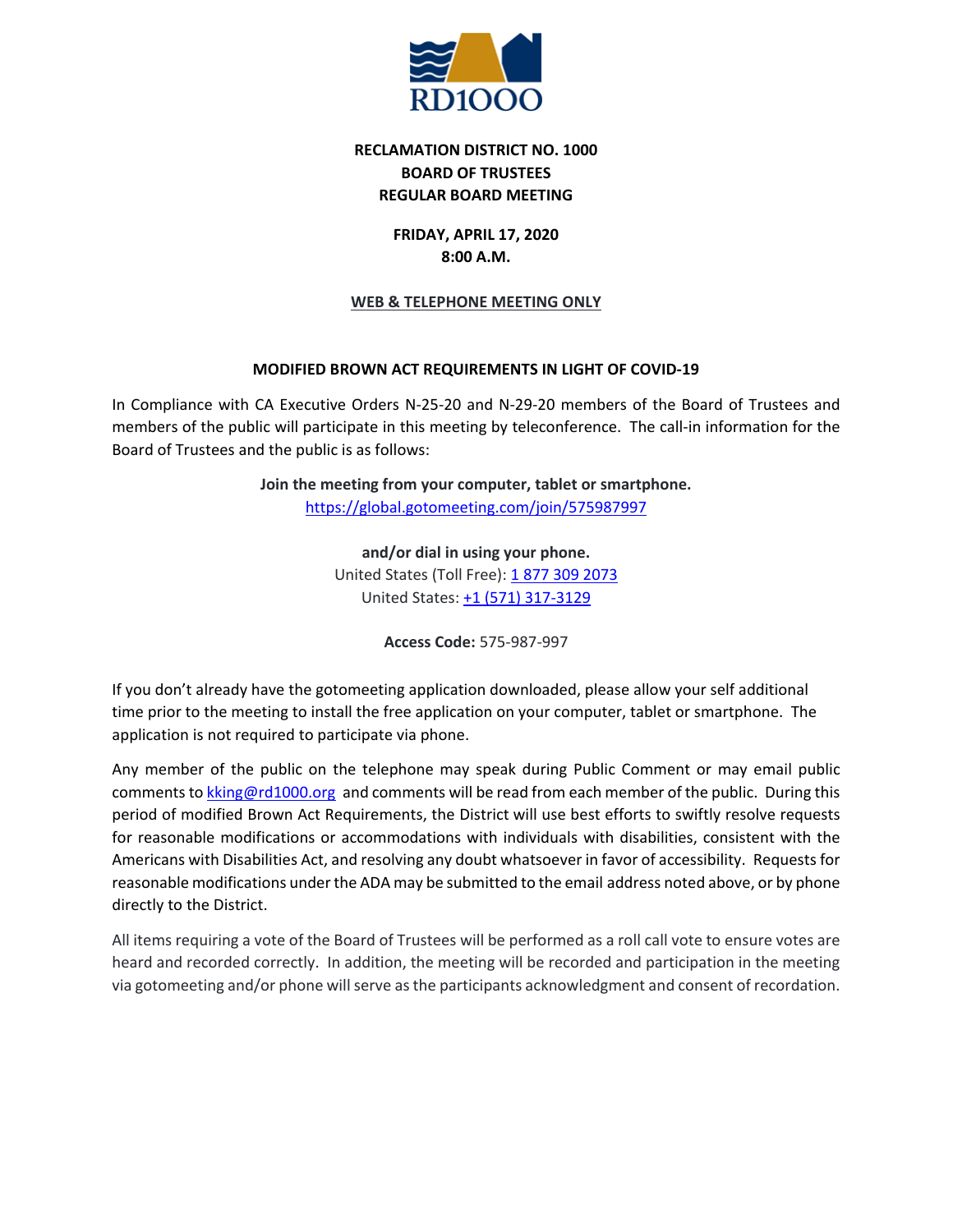RD1000

**RECLAMATION DISTRICT NO. 1000**
**BOARD OF TRUSTEES**
**REGULAR BOARD MEETING**

**FRIDAY, APRIL 17, 2020**
**8:00 A.M.**

**WEB & TELEPHONE MEETING ONLY**

**MODIFIED BROWN ACT REQUIREMENTS IN LIGHT OF COVID-19**

In Compliance with CA Executive Orders N-25-20 and N-29-20 members of the Board of Trustees and members of the public will participate in this meeting by teleconference. The call-in information for the Board of Trustees and the public is as follows:

**Join the meeting from your computer, tablet or smartphone.**
https://global.gotomeeting.com/join/575987997

**and/or dial in using your phone.**
United States (Toll Free): 1 877 309 2073
United States: +1 (571) 317-3129

**Access Code:** 575-987-997

If you don't already have the gotomeeting application downloaded, please allow your self additional time prior to the meeting to install the free application on your computer, tablet or smartphone. The application is not required to participate via phone.

Any member of the public on the telephone may speak during Public Comment or may email public comments to kking@rd1000.org and comments will be read from each member of the public. During this period of modified Brown Act Requirements, the District will use best efforts to swiftly resolve requests for reasonable modifications or accommodations with individuals with disabilities, consistent with the Americans with Disabilities Act, and resolving any doubt whatsoever in favor of accessibility. Requests for reasonable modifications under the ADA may be submitted to the email address noted above, or by phone directly to the District.

All items requiring a vote of the Board of Trustees will be performed as a roll call vote to ensure votes are heard and recorded correctly. In addition, the meeting will be recorded and participation in the meeting via gotomeeting and/or phone will serve as the participants acknowledgment and consent of recordation.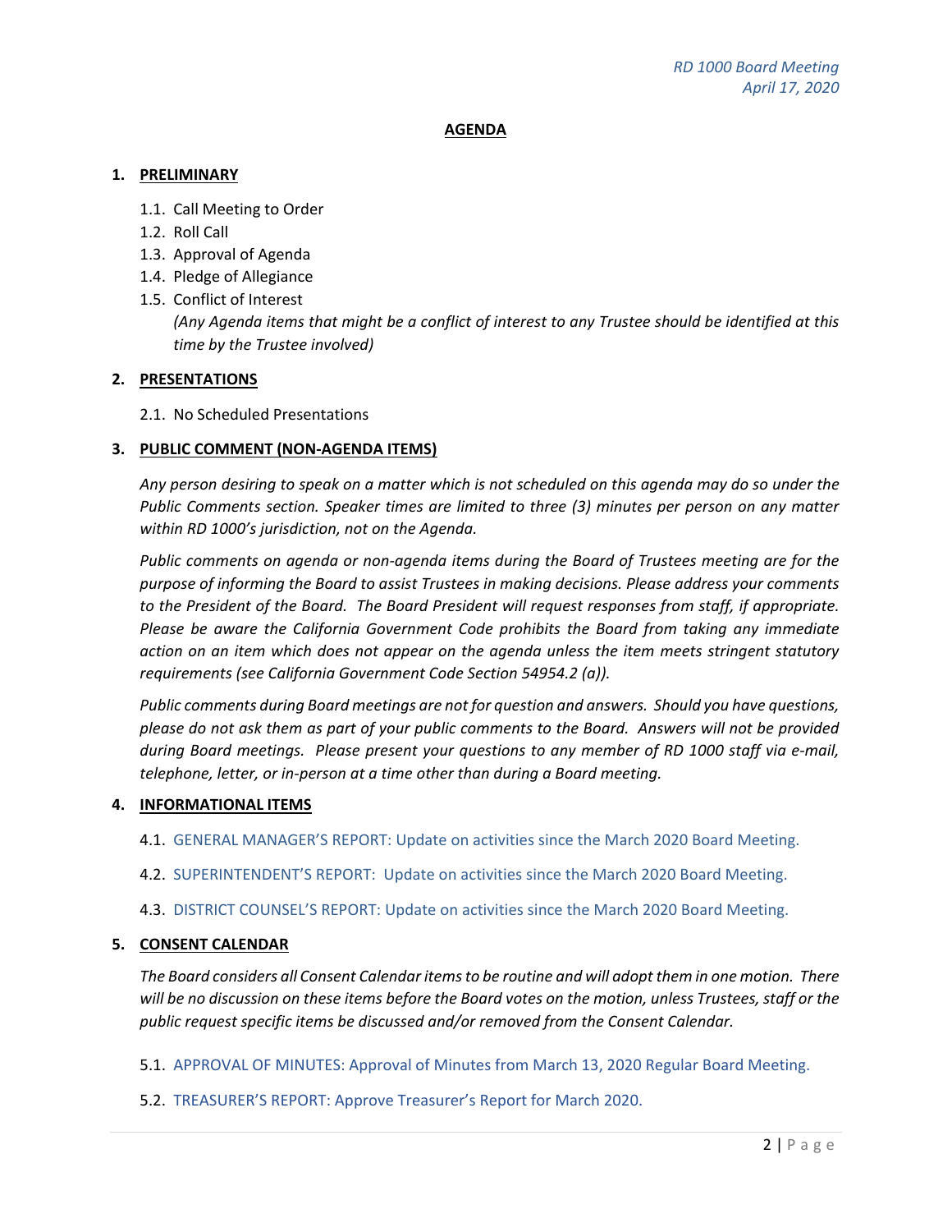## AGENDA

### 1. PRELIMINARY

- 1.1. Call Meeting to Order
- 1.2. Roll Call
- 1.3. Approval of Agenda
- 1.4. Pledge of Allegiance
- 1.5. Conflict of Interest
  *(Any Agenda items that might be a conflict of interest to any Trustee should be identified at this time by the Trustee involved)*

### 2. PRESENTATIONS

- 2.1. No Scheduled Presentations

### 3. PUBLIC COMMENT (NON-AGENDA ITEMS)

*Any person desiring to speak on a matter which is not scheduled on this agenda may do so under the Public Comments section. Speaker times are limited to three (3) minutes per person on any matter within RD 1000's jurisdiction, not on the Agenda.*

*Public comments on agenda or non-agenda items during the Board of Trustees meeting are for the purpose of informing the Board to assist Trustees in making decisions. Please address your comments to the President of the Board. The Board President will request responses from staff, if appropriate. Please be aware the California Government Code prohibits the Board from taking any immediate action on an item which does not appear on the agenda unless the item meets stringent statutory requirements (see California Government Code Section 54954.2 (a)).*

*Public comments during Board meetings are not for question and answers. Should you have questions, please do not ask them as part of your public comments to the Board. Answers will not be provided during Board meetings. Please present your questions to any member of RD 1000 staff via e-mail, telephone, letter, or in-person at a time other than during a Board meeting.*

### 4. INFORMATIONAL ITEMS

- 4.1. GENERAL MANAGER'S REPORT: Update on activities since the March 2020 Board Meeting.
- 4.2. SUPERINTENDENT'S REPORT: Update on activities since the March 2020 Board Meeting.
- 4.3. DISTRICT COUNSEL'S REPORT: Update on activities since the March 2020 Board Meeting.

### 5. CONSENT CALENDAR

*The Board considers all Consent Calendar items to be routine and will adopt them in one motion. There will be no discussion on these items before the Board votes on the motion, unless Trustees, staff or the public request specific items be discussed and/or removed from the Consent Calendar.*

- 5.1. APPROVAL OF MINUTES: Approval of Minutes from March 13, 2020 Regular Board Meeting.
- 5.2. TREASURER'S REPORT: Approve Treasurer's Report for March 2020.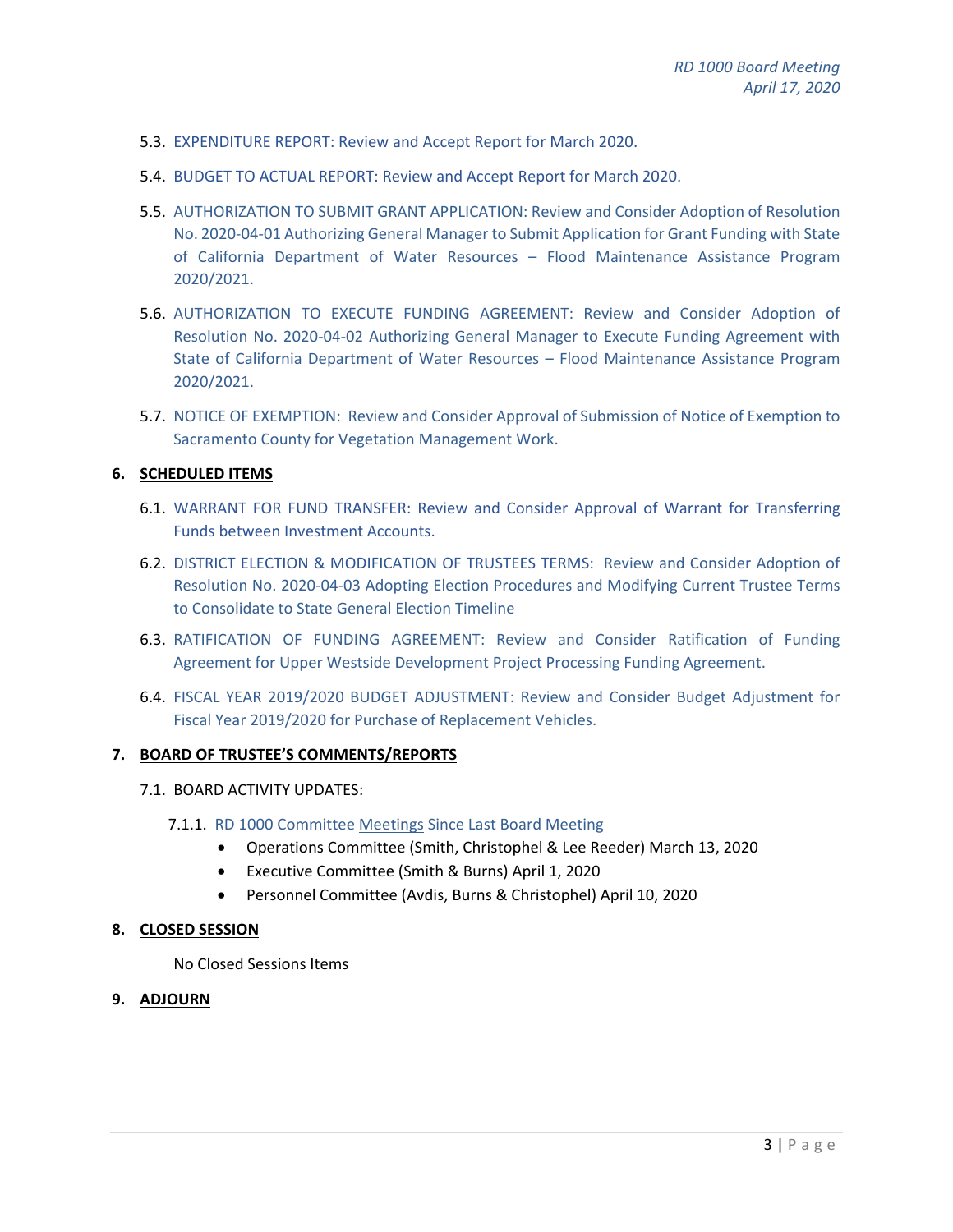5.3. EXPENDITURE REPORT: Review and Accept Report for March 2020.

5.4. BUDGET TO ACTUAL REPORT: Review and Accept Report for March 2020.

5.5. AUTHORIZATION TO SUBMIT GRANT APPLICATION: Review and Consider Adoption of Resolution No. 2020-04-01 Authorizing General Manager to Submit Application for Grant Funding with State of California Department of Water Resources – Flood Maintenance Assistance Program 2020/2021.

5.6. AUTHORIZATION TO EXECUTE FUNDING AGREEMENT: Review and Consider Adoption of Resolution No. 2020-04-02 Authorizing General Manager to Execute Funding Agreement with State of California Department of Water Resources – Flood Maintenance Assistance Program 2020/2021.

5.7. NOTICE OF EXEMPTION: Review and Consider Approval of Submission of Notice of Exemption to Sacramento County for Vegetation Management Work.

## 6. SCHEDULED ITEMS

6.1. WARRANT FOR FUND TRANSFER: Review and Consider Approval of Warrant for Transferring Funds between Investment Accounts.

6.2. DISTRICT ELECTION & MODIFICATION OF TRUSTEES TERMS: Review and Consider Adoption of Resolution No. 2020-04-03 Adopting Election Procedures and Modifying Current Trustee Terms to Consolidate to State General Election Timeline

6.3. RATIFICATION OF FUNDING AGREEMENT: Review and Consider Ratification of Funding Agreement for Upper Westside Development Project Processing Funding Agreement.

6.4. FISCAL YEAR 2019/2020 BUDGET ADJUSTMENT: Review and Consider Budget Adjustment for Fiscal Year 2019/2020 for Purchase of Replacement Vehicles.

## 7. BOARD OF TRUSTEE'S COMMENTS/REPORTS

7.1. BOARD ACTIVITY UPDATES:

7.1.1. RD 1000 Committee Meetings Since Last Board Meeting

- Operations Committee (Smith, Christophel & Lee Reeder) March 13, 2020
- Executive Committee (Smith & Burns) April 1, 2020
- Personnel Committee (Avdis, Burns & Christophel) April 10, 2020

## 8. CLOSED SESSION

No Closed Sessions Items

## 9. ADJOURN